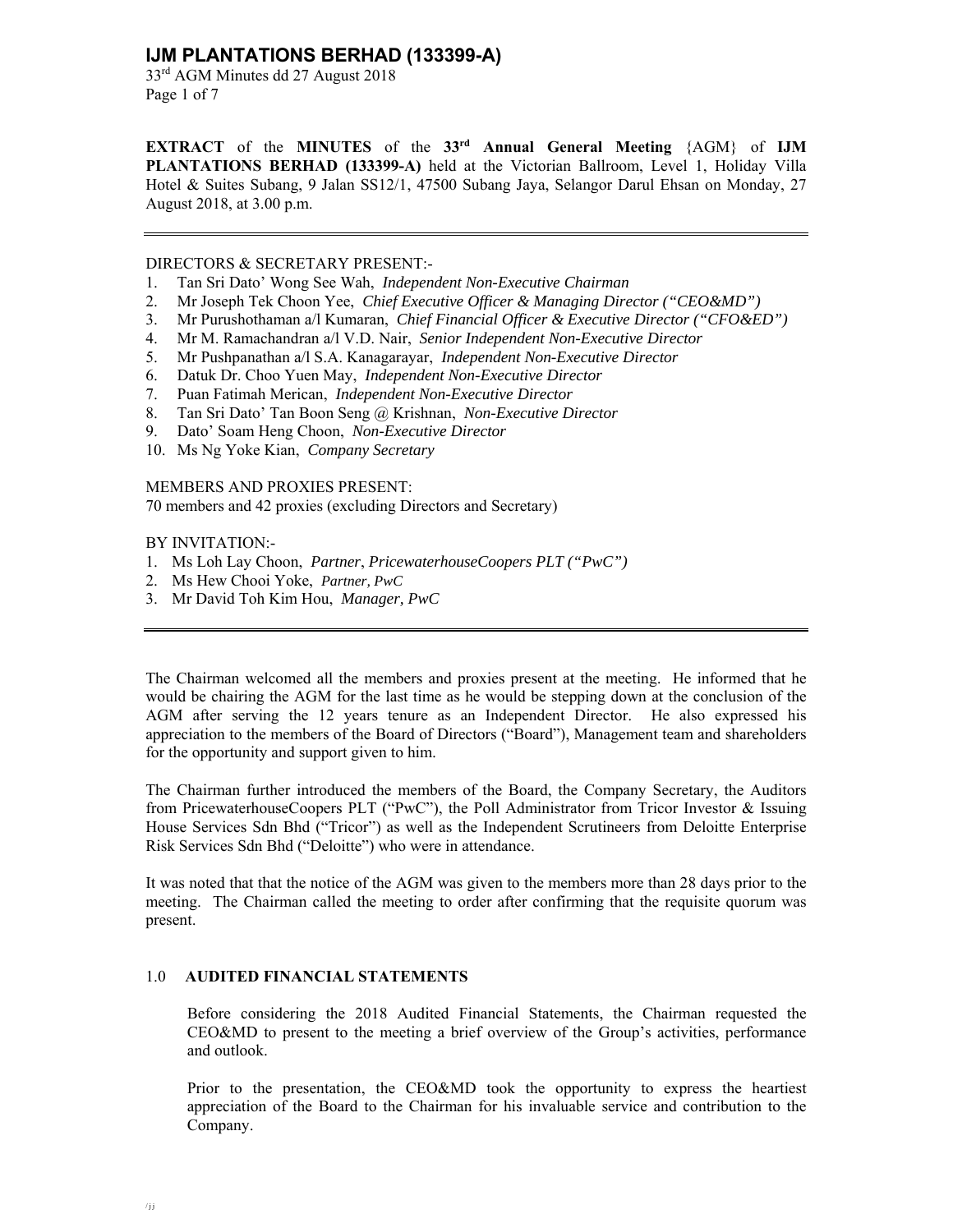**EXTRACT** of the **MINUTES** of the **33rd Annual General Meeting** {AGM} of **IJM PLANTATIONS BERHAD (133399-A)** held at the Victorian Ballroom, Level 1, Holiday Villa Hotel & Suites Subang, 9 Jalan SS12/1, 47500 Subang Jaya, Selangor Darul Ehsan on Monday, 27 August 2018, at 3.00 p.m.

---

DIRECTORS & SECRETARY PRESENT:-

1. Tan Sri Dato' Wong See Wah, *Independent Non-Executive Chairman*
2. Mr Joseph Tek Choon Yee, *Chief Executive Officer & Managing Director ("CEO&MD")*
3. Mr Purushothaman a/l Kumaran, *Chief Financial Officer & Executive Director ("CFO&ED")*
4. Mr M. Ramachandran a/l V.D. Nair, *Senior Independent Non-Executive Director*
5. Mr Pushpanathan a/l S.A. Kanagarayar, *Independent Non-Executive Director*
6. Datuk Dr. Choo Yuen May, *Independent Non-Executive Director*
7. Puan Fatimah Merican, *Independent Non-Executive Director*
8. Tan Sri Dato' Tan Boon Seng @ Krishnan, *Non-Executive Director*
9. Dato' Soam Heng Choon, *Non-Executive Director*
10. Ms Ng Yoke Kian, *Company Secretary*

MEMBERS AND PROXIES PRESENT:
70 members and 42 proxies (excluding Directors and Secretary)

BY INVITATION:-

1. Ms Loh Lay Choon, *Partner*, *PricewaterhouseCoopers PLT ("PwC")*
2. Ms Hew Chooi Yoke, *Partner, PwC*
3. Mr David Toh Kim Hou, *Manager, PwC*

---

The Chairman welcomed all the members and proxies present at the meeting. He informed that he would be chairing the AGM for the last time as he would be stepping down at the conclusion of the AGM after serving the 12 years tenure as an Independent Director. He also expressed his appreciation to the members of the Board of Directors ("Board"), Management team and shareholders for the opportunity and support given to him.

The Chairman further introduced the members of the Board, the Company Secretary, the Auditors from PricewaterhouseCoopers PLT ("PwC"), the Poll Administrator from Tricor Investor & Issuing House Services Sdn Bhd ("Tricor") as well as the Independent Scrutineers from Deloitte Enterprise Risk Services Sdn Bhd ("Deloitte") who were in attendance.

It was noted that that the notice of the AGM was given to the members more than 28 days prior to the meeting. The Chairman called the meeting to order after confirming that the requisite quorum was present.

## 1.0 AUDITED FINANCIAL STATEMENTS

Before considering the 2018 Audited Financial Statements, the Chairman requested the CEO&MD to present to the meeting a brief overview of the Group's activities, performance and outlook.

Prior to the presentation, the CEO&MD took the opportunity to express the heartiest appreciation of the Board to the Chairman for his invaluable service and contribution to the Company.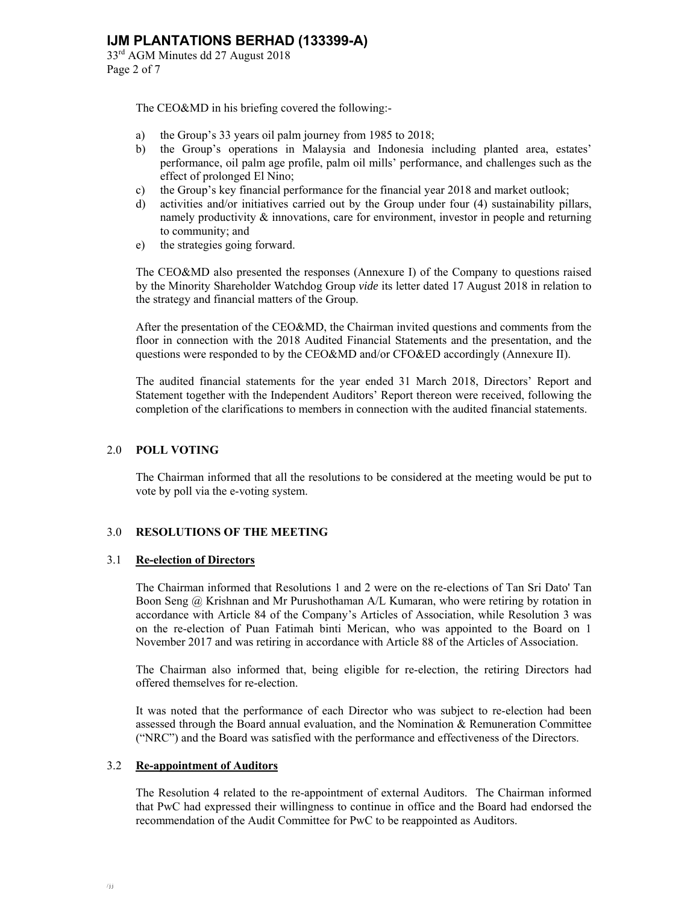The CEO&MD in his briefing covered the following:-

a) the Group's 33 years oil palm journey from 1985 to 2018;
b) the Group's operations in Malaysia and Indonesia including planted area, estates' performance, oil palm age profile, palm oil mills' performance, and challenges such as the effect of prolonged El Nino;
c) the Group's key financial performance for the financial year 2018 and market outlook;
d) activities and/or initiatives carried out by the Group under four (4) sustainability pillars, namely productivity & innovations, care for environment, investor in people and returning to community; and
e) the strategies going forward.

The CEO&MD also presented the responses (Annexure I) of the Company to questions raised by the Minority Shareholder Watchdog Group *vide* its letter dated 17 August 2018 in relation to the strategy and financial matters of the Group.

After the presentation of the CEO&MD, the Chairman invited questions and comments from the floor in connection with the 2018 Audited Financial Statements and the presentation, and the questions were responded to by the CEO&MD and/or CFO&ED accordingly (Annexure II).

The audited financial statements for the year ended 31 March 2018, Directors' Report and Statement together with the Independent Auditors' Report thereon were received, following the completion of the clarifications to members in connection with the audited financial statements.

## 2.0 POLL VOTING

The Chairman informed that all the resolutions to be considered at the meeting would be put to vote by poll via the e-voting system.

## 3.0 RESOLUTIONS OF THE MEETING

### 3.1 Re-election of Directors

The Chairman informed that Resolutions 1 and 2 were on the re-elections of Tan Sri Dato' Tan Boon Seng @ Krishnan and Mr Purushothaman A/L Kumaran, who were retiring by rotation in accordance with Article 84 of the Company's Articles of Association, while Resolution 3 was on the re-election of Puan Fatimah binti Merican, who was appointed to the Board on 1 November 2017 and was retiring in accordance with Article 88 of the Articles of Association.

The Chairman also informed that, being eligible for re-election, the retiring Directors had offered themselves for re-election.

It was noted that the performance of each Director who was subject to re-election had been assessed through the Board annual evaluation, and the Nomination & Remuneration Committee ("NRC") and the Board was satisfied with the performance and effectiveness of the Directors.

### 3.2 Re-appointment of Auditors

The Resolution 4 related to the re-appointment of external Auditors. The Chairman informed that PwC had expressed their willingness to continue in office and the Board had endorsed the recommendation of the Audit Committee for PwC to be reappointed as Auditors.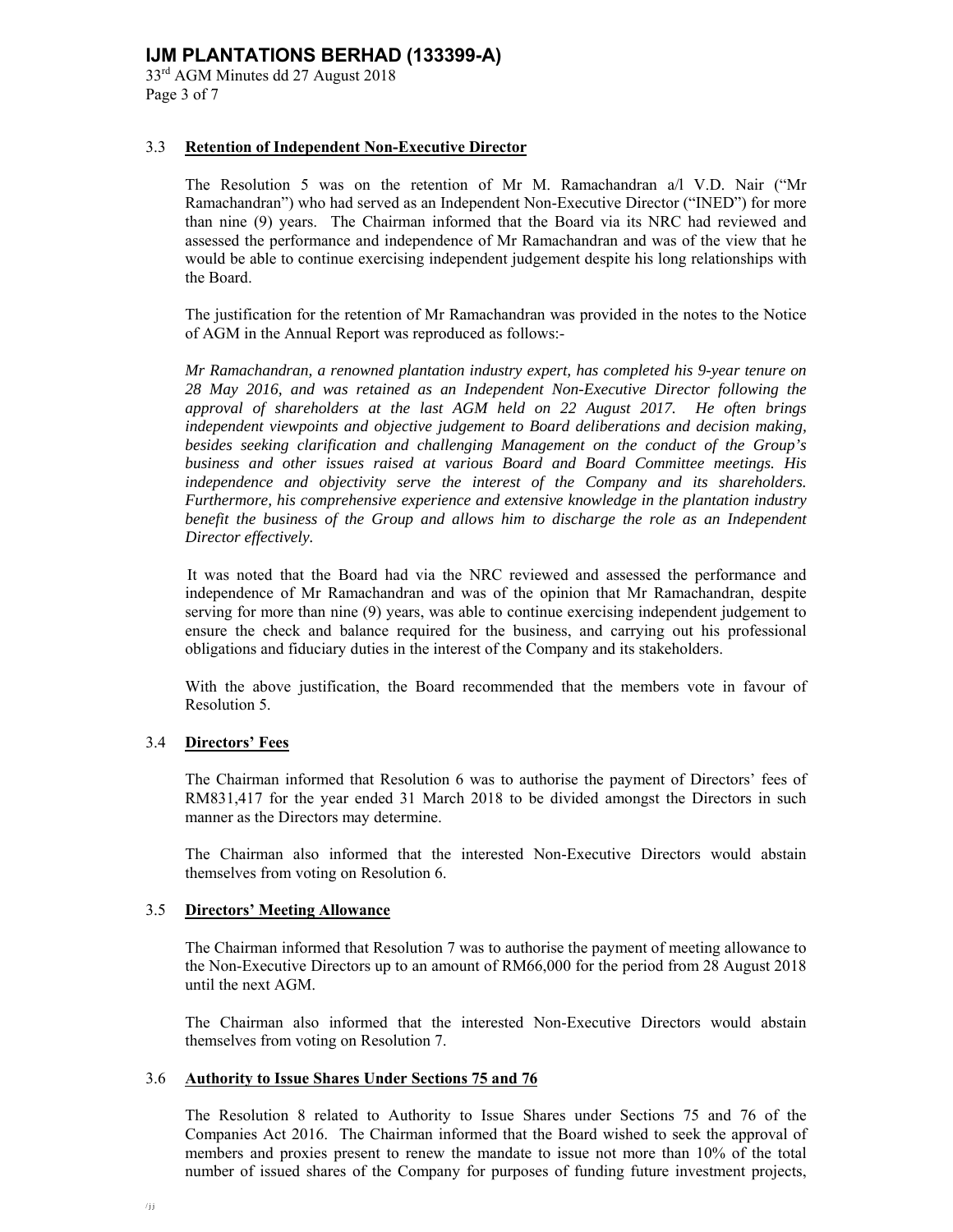### 3.3 Retention of Independent Non-Executive Director

The Resolution 5 was on the retention of Mr M. Ramachandran a/l V.D. Nair ("Mr Ramachandran") who had served as an Independent Non-Executive Director ("INED") for more than nine (9) years. The Chairman informed that the Board via its NRC had reviewed and assessed the performance and independence of Mr Ramachandran and was of the view that he would be able to continue exercising independent judgement despite his long relationships with the Board.

The justification for the retention of Mr Ramachandran was provided in the notes to the Notice of AGM in the Annual Report was reproduced as follows:-

*Mr Ramachandran, a renowned plantation industry expert, has completed his 9-year tenure on 28 May 2016, and was retained as an Independent Non-Executive Director following the approval of shareholders at the last AGM held on 22 August 2017. He often brings independent viewpoints and objective judgement to Board deliberations and decision making, besides seeking clarification and challenging Management on the conduct of the Group's business and other issues raised at various Board and Board Committee meetings. His independence and objectivity serve the interest of the Company and its shareholders. Furthermore, his comprehensive experience and extensive knowledge in the plantation industry benefit the business of the Group and allows him to discharge the role as an Independent Director effectively.*

It was noted that the Board had via the NRC reviewed and assessed the performance and independence of Mr Ramachandran and was of the opinion that Mr Ramachandran, despite serving for more than nine (9) years, was able to continue exercising independent judgement to ensure the check and balance required for the business, and carrying out his professional obligations and fiduciary duties in the interest of the Company and its stakeholders.

With the above justification, the Board recommended that the members vote in favour of Resolution 5.

### 3.4 Directors' Fees

The Chairman informed that Resolution 6 was to authorise the payment of Directors' fees of RM831,417 for the year ended 31 March 2018 to be divided amongst the Directors in such manner as the Directors may determine.

The Chairman also informed that the interested Non-Executive Directors would abstain themselves from voting on Resolution 6.

### 3.5 Directors' Meeting Allowance

The Chairman informed that Resolution 7 was to authorise the payment of meeting allowance to the Non-Executive Directors up to an amount of RM66,000 for the period from 28 August 2018 until the next AGM.

The Chairman also informed that the interested Non-Executive Directors would abstain themselves from voting on Resolution 7.

### 3.6 Authority to Issue Shares Under Sections 75 and 76

The Resolution 8 related to Authority to Issue Shares under Sections 75 and 76 of the Companies Act 2016. The Chairman informed that the Board wished to seek the approval of members and proxies present to renew the mandate to issue not more than 10% of the total number of issued shares of the Company for purposes of funding future investment projects,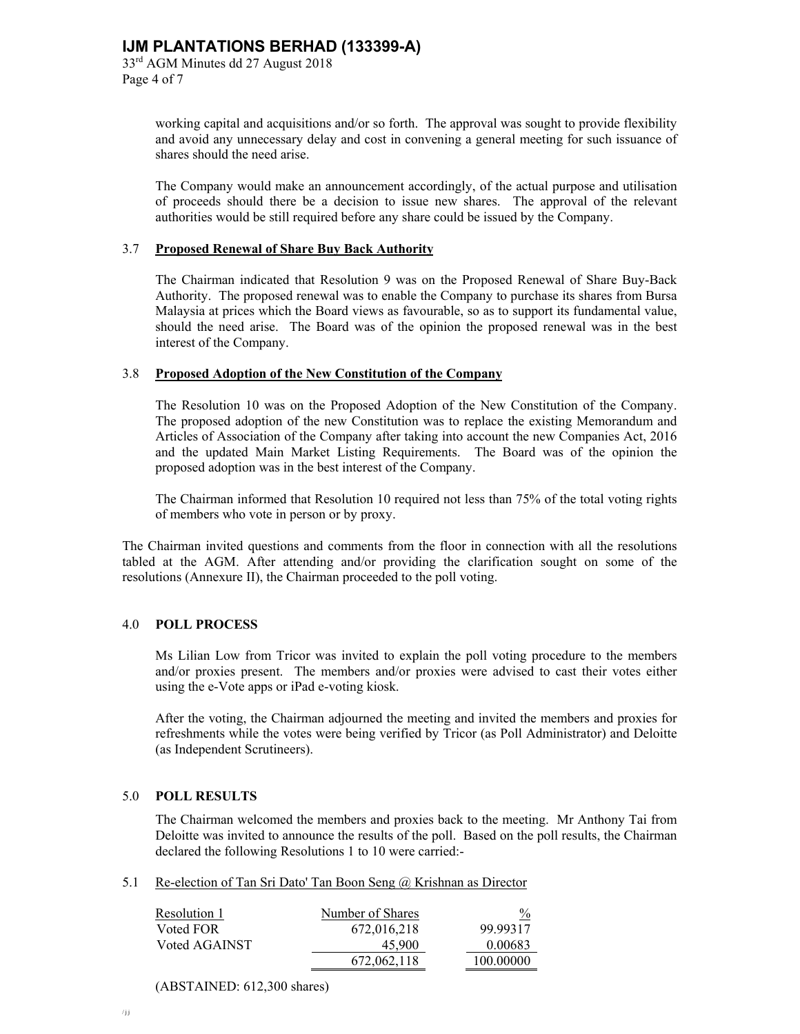working capital and acquisitions and/or so forth. The approval was sought to provide flexibility and avoid any unnecessary delay and cost in convening a general meeting for such issuance of shares should the need arise.

The Company would make an announcement accordingly, of the actual purpose and utilisation of proceeds should there be a decision to issue new shares. The approval of the relevant authorities would be still required before any share could be issued by the Company.

### 3.7 Proposed Renewal of Share Buy Back Authority

The Chairman indicated that Resolution 9 was on the Proposed Renewal of Share Buy-Back Authority. The proposed renewal was to enable the Company to purchase its shares from Bursa Malaysia at prices which the Board views as favourable, so as to support its fundamental value, should the need arise. The Board was of the opinion the proposed renewal was in the best interest of the Company.

### 3.8 Proposed Adoption of the New Constitution of the Company

The Resolution 10 was on the Proposed Adoption of the New Constitution of the Company. The proposed adoption of the new Constitution was to replace the existing Memorandum and Articles of Association of the Company after taking into account the new Companies Act, 2016 and the updated Main Market Listing Requirements. The Board was of the opinion the proposed adoption was in the best interest of the Company.

The Chairman informed that Resolution 10 required not less than 75% of the total voting rights of members who vote in person or by proxy.

The Chairman invited questions and comments from the floor in connection with all the resolutions tabled at the AGM. After attending and/or providing the clarification sought on some of the resolutions (Annexure II), the Chairman proceeded to the poll voting.

## 4.0 POLL PROCESS

Ms Lilian Low from Tricor was invited to explain the poll voting procedure to the members and/or proxies present. The members and/or proxies were advised to cast their votes either using the e-Vote apps or iPad e-voting kiosk.

After the voting, the Chairman adjourned the meeting and invited the members and proxies for refreshments while the votes were being verified by Tricor (as Poll Administrator) and Deloitte (as Independent Scrutineers).

## 5.0 POLL RESULTS

The Chairman welcomed the members and proxies back to the meeting. Mr Anthony Tai from Deloitte was invited to announce the results of the poll. Based on the poll results, the Chairman declared the following Resolutions 1 to 10 were carried:-

### 5.1 Re-election of Tan Sri Dato' Tan Boon Seng @ Krishnan as Director

| Resolution 1 | Number of Shares | % |
|---|---|---|
| Voted FOR | 672,016,218 | 99.99317 |
| Voted AGAINST | 45,900 | 0.00683 |
| | 672,062,118 | 100.00000 |

(ABSTAINED: 612,300 shares)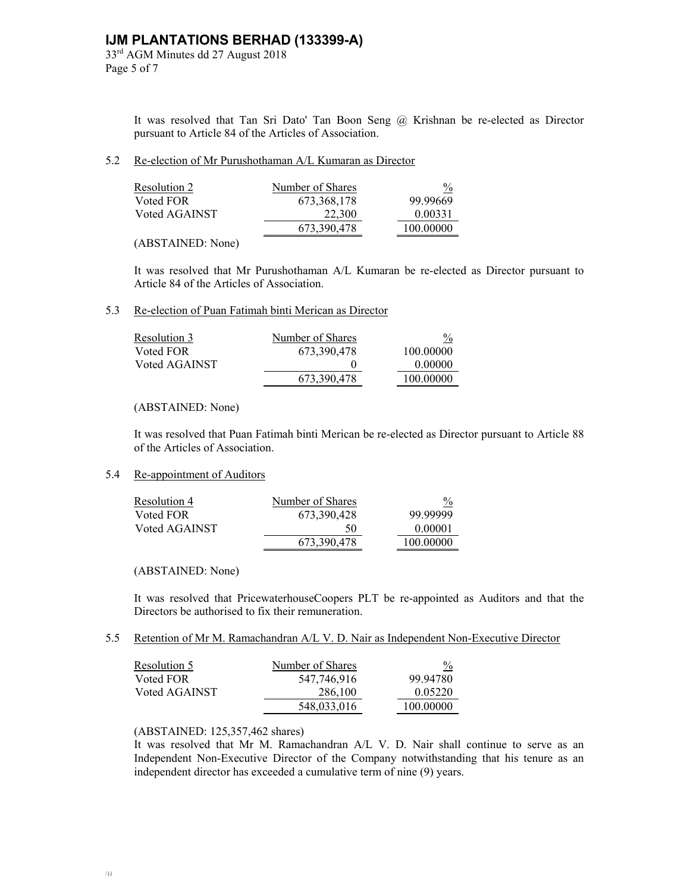It was resolved that Tan Sri Dato' Tan Boon Seng @ Krishnan be re-elected as Director pursuant to Article 84 of the Articles of Association.

5.2 Re-election of Mr Purushothaman A/L Kumaran as Director

| Resolution 2 | Number of Shares | % |
|---|---|---|
| Voted FOR | 673,368,178 | 99.99669 |
| Voted AGAINST | 22,300 | 0.00331 |
| | 673,390,478 | 100.00000 |

(ABSTAINED: None)

It was resolved that Mr Purushothaman A/L Kumaran be re-elected as Director pursuant to Article 84 of the Articles of Association.

5.3 Re-election of Puan Fatimah binti Merican as Director

| Resolution 3 | Number of Shares | % |
|---|---|---|
| Voted FOR | 673,390,478 | 100.00000 |
| Voted AGAINST | 0 | 0.00000 |
| | 673,390,478 | 100.00000 |

(ABSTAINED: None)

It was resolved that Puan Fatimah binti Merican be re-elected as Director pursuant to Article 88 of the Articles of Association.

5.4 Re-appointment of Auditors

| Resolution 4 | Number of Shares | % |
|---|---|---|
| Voted FOR | 673,390,428 | 99.99999 |
| Voted AGAINST | 50 | 0.00001 |
| | 673,390,478 | 100.00000 |

(ABSTAINED: None)

It was resolved that PricewaterhouseCoopers PLT be re-appointed as Auditors and that the Directors be authorised to fix their remuneration.

5.5 Retention of Mr M. Ramachandran A/L V. D. Nair as Independent Non-Executive Director

| Resolution 5 | Number of Shares | % |
|---|---|---|
| Voted FOR | 547,746,916 | 99.94780 |
| Voted AGAINST | 286,100 | 0.05220 |
| | 548,033,016 | 100.00000 |

(ABSTAINED: 125,357,462 shares)

It was resolved that Mr M. Ramachandran A/L V. D. Nair shall continue to serve as an Independent Non-Executive Director of the Company notwithstanding that his tenure as an independent director has exceeded a cumulative term of nine (9) years.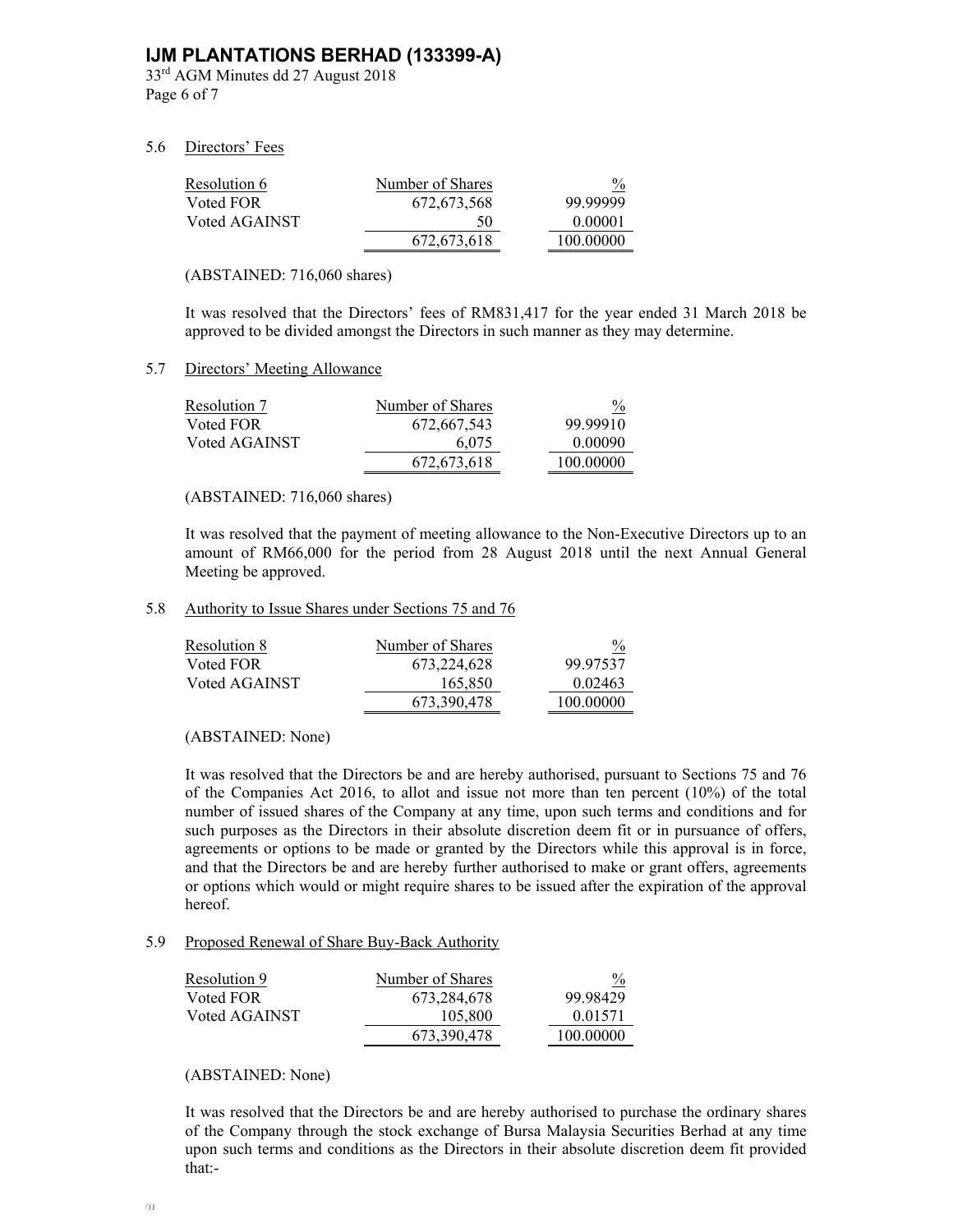5.6 Directors' Fees

| Resolution 6 | Number of Shares | % |
|---|---|---|
| Voted FOR | 672,673,568 | 99.99999 |
| Voted AGAINST | 50 | 0.00001 |
| | 672,673,618 | 100.00000 |

(ABSTAINED: 716,060 shares)

It was resolved that the Directors' fees of RM831,417 for the year ended 31 March 2018 be approved to be divided amongst the Directors in such manner as they may determine.

5.7 Directors' Meeting Allowance

| Resolution 7 | Number of Shares | % |
|---|---|---|
| Voted FOR | 672,667,543 | 99.99910 |
| Voted AGAINST | 6,075 | 0.00090 |
| | 672,673,618 | 100.00000 |

(ABSTAINED: 716,060 shares)

It was resolved that the payment of meeting allowance to the Non-Executive Directors up to an amount of RM66,000 for the period from 28 August 2018 until the next Annual General Meeting be approved.

5.8 Authority to Issue Shares under Sections 75 and 76

| Resolution 8 | Number of Shares | % |
|---|---|---|
| Voted FOR | 673,224,628 | 99.97537 |
| Voted AGAINST | 165,850 | 0.02463 |
| | 673,390,478 | 100.00000 |

(ABSTAINED: None)

It was resolved that the Directors be and are hereby authorised, pursuant to Sections 75 and 76 of the Companies Act 2016, to allot and issue not more than ten percent (10%) of the total number of issued shares of the Company at any time, upon such terms and conditions and for such purposes as the Directors in their absolute discretion deem fit or in pursuance of offers, agreements or options to be made or granted by the Directors while this approval is in force, and that the Directors be and are hereby further authorised to make or grant offers, agreements or options which would or might require shares to be issued after the expiration of the approval hereof.

5.9 Proposed Renewal of Share Buy-Back Authority

| Resolution 9 | Number of Shares | % |
|---|---|---|
| Voted FOR | 673,284,678 | 99.98429 |
| Voted AGAINST | 105,800 | 0.01571 |
| | 673,390,478 | 100.00000 |

(ABSTAINED: None)

It was resolved that the Directors be and are hereby authorised to purchase the ordinary shares of the Company through the stock exchange of Bursa Malaysia Securities Berhad at any time upon such terms and conditions as the Directors in their absolute discretion deem fit provided that:-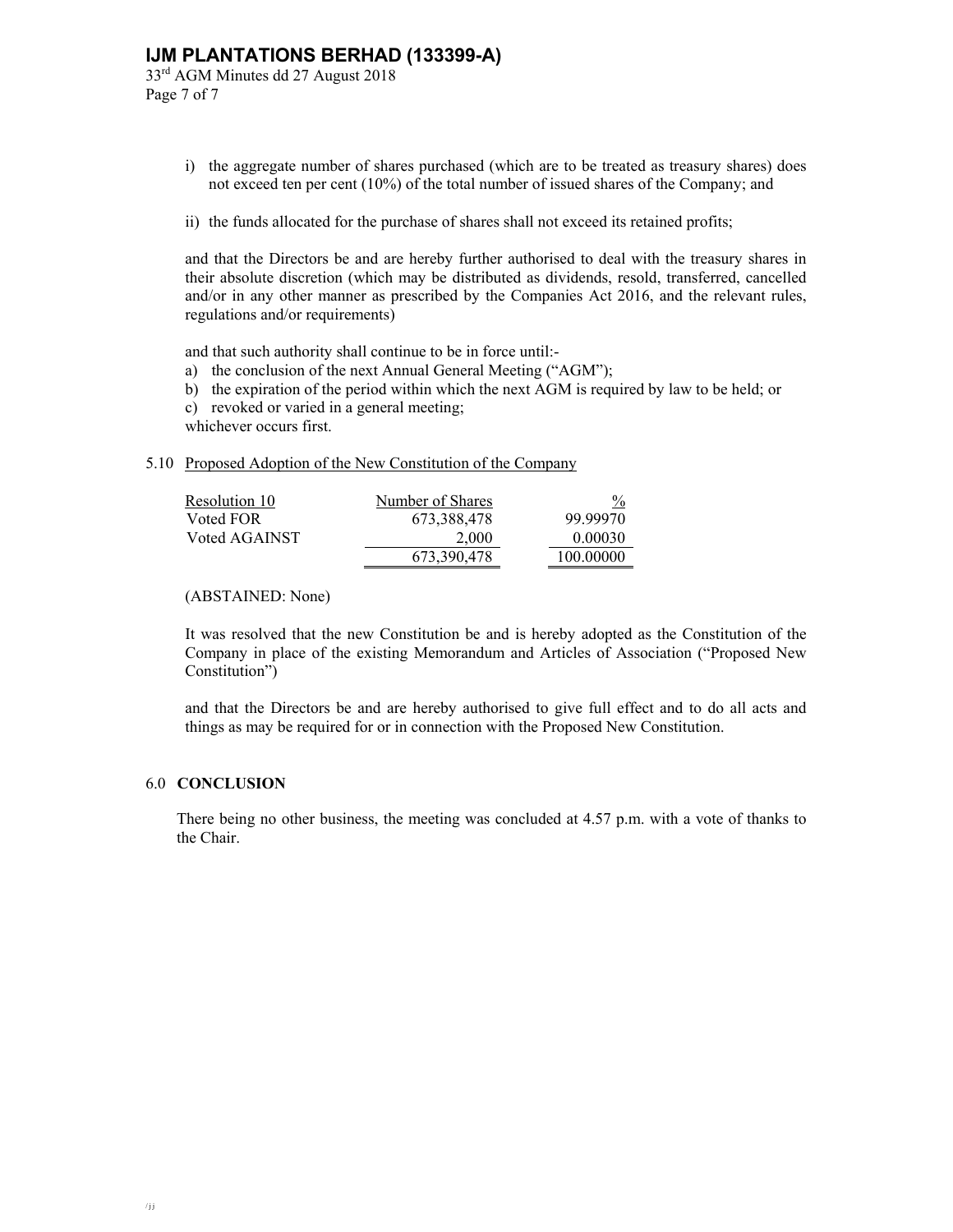i) the aggregate number of shares purchased (which are to be treated as treasury shares) does not exceed ten per cent (10%) of the total number of issued shares of the Company; and

ii) the funds allocated for the purchase of shares shall not exceed its retained profits;

and that the Directors be and are hereby further authorised to deal with the treasury shares in their absolute discretion (which may be distributed as dividends, resold, transferred, cancelled and/or in any other manner as prescribed by the Companies Act 2016, and the relevant rules, regulations and/or requirements)

and that such authority shall continue to be in force until:-

a) the conclusion of the next Annual General Meeting ("AGM");
b) the expiration of the period within which the next AGM is required by law to be held; or
c) revoked or varied in a general meeting;

whichever occurs first.

5.10 Proposed Adoption of the New Constitution of the Company

| Resolution 10 | Number of Shares | % |
|---|---|---|
| Voted FOR | 673,388,478 | 99.99970 |
| Voted AGAINST | 2,000 | 0.00030 |
| | 673,390,478 | 100.00000 |

(ABSTAINED: None)

It was resolved that the new Constitution be and is hereby adopted as the Constitution of the Company in place of the existing Memorandum and Articles of Association ("Proposed New Constitution")

and that the Directors be and are hereby authorised to give full effect and to do all acts and things as may be required for or in connection with the Proposed New Constitution.

## 6.0 CONCLUSION

There being no other business, the meeting was concluded at 4.57 p.m. with a vote of thanks to the Chair.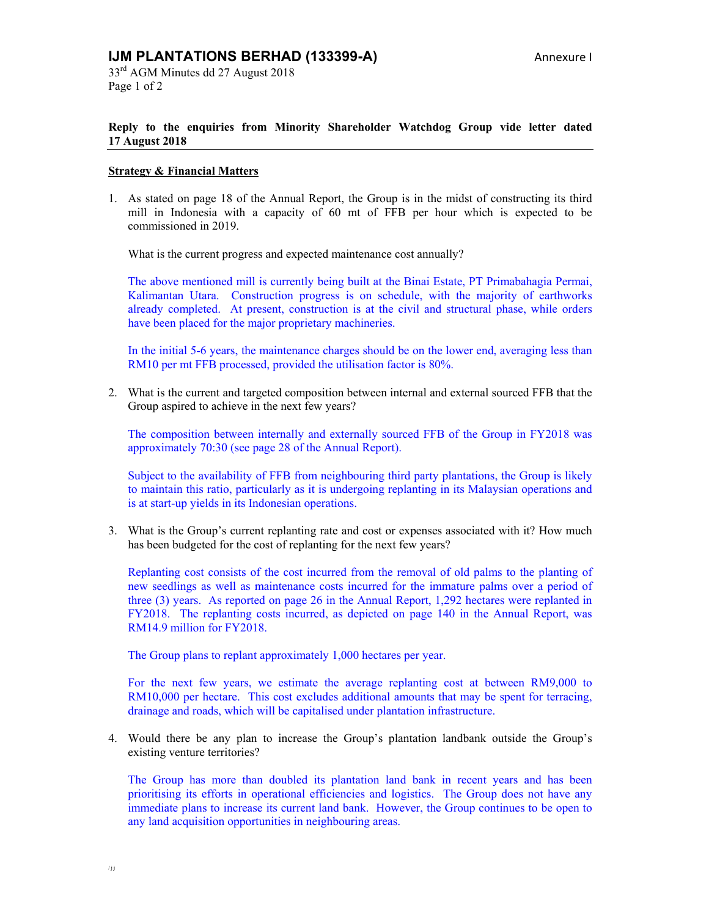# IJM PLANTATIONS BERHAD (133399-A)

Annexure I

33rd AGM Minutes dd 27 August 2018

**Reply to the enquiries from Minority Shareholder Watchdog Group vide letter dated 17 August 2018**

**Strategy & Financial Matters**

1. As stated on page 18 of the Annual Report, the Group is in the midst of constructing its third mill in Indonesia with a capacity of 60 mt of FFB per hour which is expected to be commissioned in 2019.

   What is the current progress and expected maintenance cost annually?

   The above mentioned mill is currently being built at the Binai Estate, PT Primabahagia Permai, Kalimantan Utara. Construction progress is on schedule, with the majority of earthworks already completed. At present, construction is at the civil and structural phase, while orders have been placed for the major proprietary machineries.

   In the initial 5-6 years, the maintenance charges should be on the lower end, averaging less than RM10 per mt FFB processed, provided the utilisation factor is 80%.

2. What is the current and targeted composition between internal and external sourced FFB that the Group aspired to achieve in the next few years?

   The composition between internally and externally sourced FFB of the Group in FY2018 was approximately 70:30 (see page 28 of the Annual Report).

   Subject to the availability of FFB from neighbouring third party plantations, the Group is likely to maintain this ratio, particularly as it is undergoing replanting in its Malaysian operations and is at start-up yields in its Indonesian operations.

3. What is the Group's current replanting rate and cost or expenses associated with it? How much has been budgeted for the cost of replanting for the next few years?

   Replanting cost consists of the cost incurred from the removal of old palms to the planting of new seedlings as well as maintenance costs incurred for the immature palms over a period of three (3) years. As reported on page 26 in the Annual Report, 1,292 hectares were replanted in FY2018. The replanting costs incurred, as depicted on page 140 in the Annual Report, was RM14.9 million for FY2018.

   The Group plans to replant approximately 1,000 hectares per year.

   For the next few years, we estimate the average replanting cost at between RM9,000 to RM10,000 per hectare. This cost excludes additional amounts that may be spent for terracing, drainage and roads, which will be capitalised under plantation infrastructure.

4. Would there be any plan to increase the Group's plantation landbank outside the Group's existing venture territories?

   The Group has more than doubled its plantation land bank in recent years and has been prioritising its efforts in operational efficiencies and logistics. The Group does not have any immediate plans to increase its current land bank. However, the Group continues to be open to any land acquisition opportunities in neighbouring areas.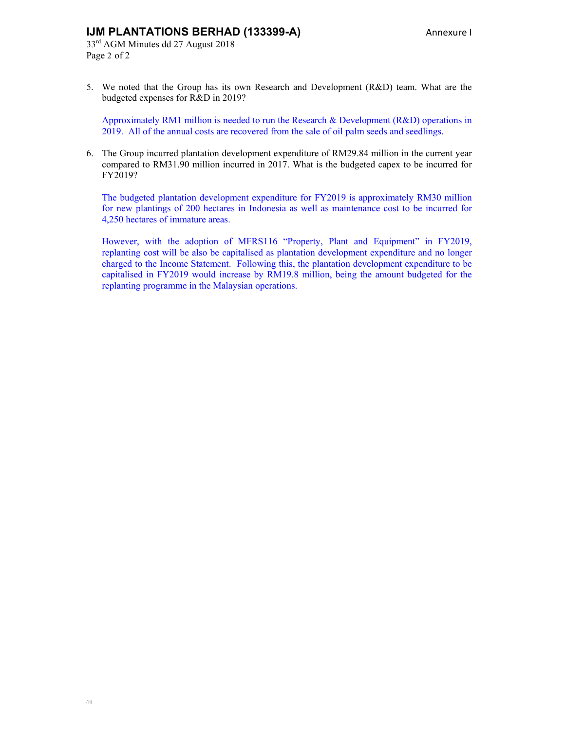Annexure I

5. We noted that the Group has its own Research and Development (R&D) team. What are the budgeted expenses for R&D in 2019?

   Approximately RM1 million is needed to run the Research & Development (R&D) operations in 2019. All of the annual costs are recovered from the sale of oil palm seeds and seedlings.

6. The Group incurred plantation development expenditure of RM29.84 million in the current year compared to RM31.90 million incurred in 2017. What is the budgeted capex to be incurred for FY2019?

   The budgeted plantation development expenditure for FY2019 is approximately RM30 million for new plantings of 200 hectares in Indonesia as well as maintenance cost to be incurred for 4,250 hectares of immature areas.

   However, with the adoption of MFRS116 "Property, Plant and Equipment" in FY2019, replanting cost will be also be capitalised as plantation development expenditure and no longer charged to the Income Statement. Following this, the plantation development expenditure to be capitalised in FY2019 would increase by RM19.8 million, being the amount budgeted for the replanting programme in the Malaysian operations.

/jj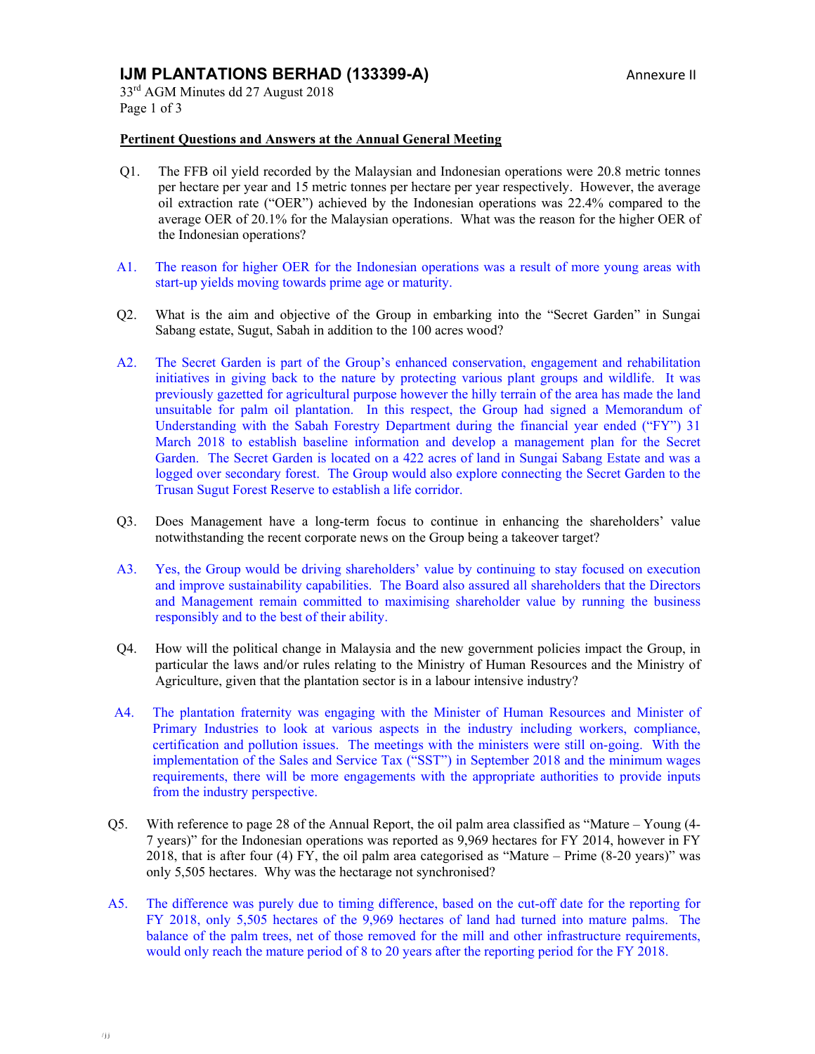**Pertinent Questions and Answers at the Annual General Meeting**

Q1. The FFB oil yield recorded by the Malaysian and Indonesian operations were 20.8 metric tonnes per hectare per year and 15 metric tonnes per hectare per year respectively. However, the average oil extraction rate ("OER") achieved by the Indonesian operations was 22.4% compared to the average OER of 20.1% for the Malaysian operations. What was the reason for the higher OER of the Indonesian operations?

A1. The reason for higher OER for the Indonesian operations was a result of more young areas with start-up yields moving towards prime age or maturity.

Q2. What is the aim and objective of the Group in embarking into the "Secret Garden" in Sungai Sabang estate, Sugut, Sabah in addition to the 100 acres wood?

A2. The Secret Garden is part of the Group's enhanced conservation, engagement and rehabilitation initiatives in giving back to the nature by protecting various plant groups and wildlife. It was previously gazetted for agricultural purpose however the hilly terrain of the area has made the land unsuitable for palm oil plantation. In this respect, the Group had signed a Memorandum of Understanding with the Sabah Forestry Department during the financial year ended ("FY") 31 March 2018 to establish baseline information and develop a management plan for the Secret Garden. The Secret Garden is located on a 422 acres of land in Sungai Sabang Estate and was a logged over secondary forest. The Group would also explore connecting the Secret Garden to the Trusan Sugut Forest Reserve to establish a life corridor.

Q3. Does Management have a long-term focus to continue in enhancing the shareholders' value notwithstanding the recent corporate news on the Group being a takeover target?

A3. Yes, the Group would be driving shareholders' value by continuing to stay focused on execution and improve sustainability capabilities. The Board also assured all shareholders that the Directors and Management remain committed to maximising shareholder value by running the business responsibly and to the best of their ability.

Q4. How will the political change in Malaysia and the new government policies impact the Group, in particular the laws and/or rules relating to the Ministry of Human Resources and the Ministry of Agriculture, given that the plantation sector is in a labour intensive industry?

A4. The plantation fraternity was engaging with the Minister of Human Resources and Minister of Primary Industries to look at various aspects in the industry including workers, compliance, certification and pollution issues. The meetings with the ministers were still on-going. With the implementation of the Sales and Service Tax ("SST") in September 2018 and the minimum wages requirements, there will be more engagements with the appropriate authorities to provide inputs from the industry perspective.

Q5. With reference to page 28 of the Annual Report, the oil palm area classified as "Mature – Young (4-7 years)" for the Indonesian operations was reported as 9,969 hectares for FY 2014, however in FY 2018, that is after four (4) FY, the oil palm area categorised as "Mature – Prime (8-20 years)" was only 5,505 hectares. Why was the hectarage not synchronised?

A5. The difference was purely due to timing difference, based on the cut-off date for the reporting for FY 2018, only 5,505 hectares of the 9,969 hectares of land had turned into mature palms. The balance of the palm trees, net of those removed for the mill and other infrastructure requirements, would only reach the mature period of 8 to 20 years after the reporting period for the FY 2018.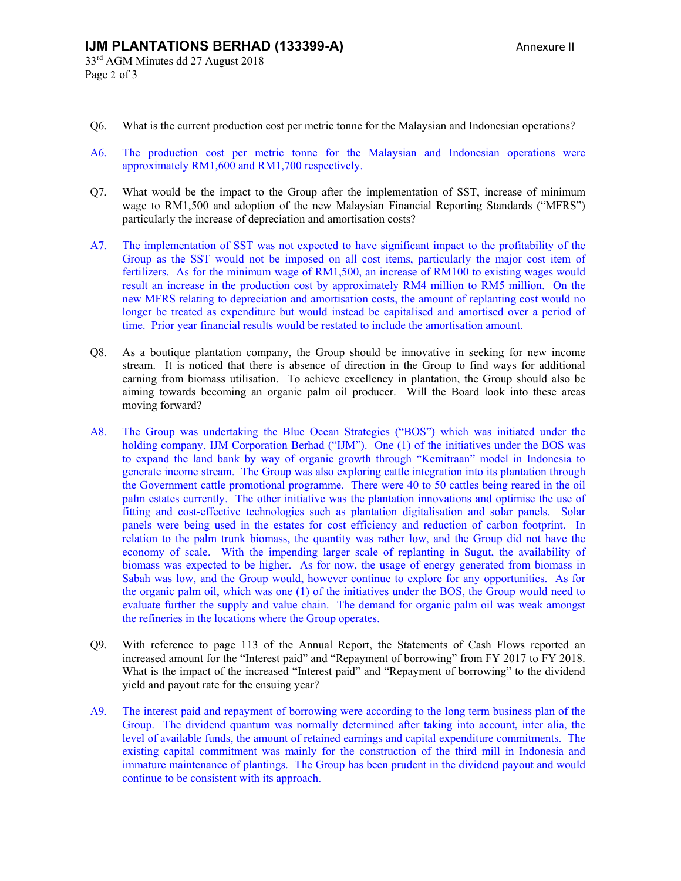Q6. What is the current production cost per metric tonne for the Malaysian and Indonesian operations?

A6. The production cost per metric tonne for the Malaysian and Indonesian operations were approximately RM1,600 and RM1,700 respectively.

Q7. What would be the impact to the Group after the implementation of SST, increase of minimum wage to RM1,500 and adoption of the new Malaysian Financial Reporting Standards ("MFRS") particularly the increase of depreciation and amortisation costs?

A7. The implementation of SST was not expected to have significant impact to the profitability of the Group as the SST would not be imposed on all cost items, particularly the major cost item of fertilizers. As for the minimum wage of RM1,500, an increase of RM100 to existing wages would result an increase in the production cost by approximately RM4 million to RM5 million. On the new MFRS relating to depreciation and amortisation costs, the amount of replanting cost would no longer be treated as expenditure but would instead be capitalised and amortised over a period of time. Prior year financial results would be restated to include the amortisation amount.

Q8. As a boutique plantation company, the Group should be innovative in seeking for new income stream. It is noticed that there is absence of direction in the Group to find ways for additional earning from biomass utilisation. To achieve excellency in plantation, the Group should also be aiming towards becoming an organic palm oil producer. Will the Board look into these areas moving forward?

A8. The Group was undertaking the Blue Ocean Strategies ("BOS") which was initiated under the holding company, IJM Corporation Berhad ("IJM"). One (1) of the initiatives under the BOS was to expand the land bank by way of organic growth through "Kemitraan" model in Indonesia to generate income stream. The Group was also exploring cattle integration into its plantation through the Government cattle promotional programme. There were 40 to 50 cattles being reared in the oil palm estates currently. The other initiative was the plantation innovations and optimise the use of fitting and cost-effective technologies such as plantation digitalisation and solar panels. Solar panels were being used in the estates for cost efficiency and reduction of carbon footprint. In relation to the palm trunk biomass, the quantity was rather low, and the Group did not have the economy of scale. With the impending larger scale of replanting in Sugut, the availability of biomass was expected to be higher. As for now, the usage of energy generated from biomass in Sabah was low, and the Group would, however continue to explore for any opportunities. As for the organic palm oil, which was one (1) of the initiatives under the BOS, the Group would need to evaluate further the supply and value chain. The demand for organic palm oil was weak amongst the refineries in the locations where the Group operates.

Q9. With reference to page 113 of the Annual Report, the Statements of Cash Flows reported an increased amount for the "Interest paid" and "Repayment of borrowing" from FY 2017 to FY 2018. What is the impact of the increased "Interest paid" and "Repayment of borrowing" to the dividend yield and payout rate for the ensuing year?

A9. The interest paid and repayment of borrowing were according to the long term business plan of the Group. The dividend quantum was normally determined after taking into account, inter alia, the level of available funds, the amount of retained earnings and capital expenditure commitments. The existing capital commitment was mainly for the construction of the third mill in Indonesia and immature maintenance of plantings. The Group has been prudent in the dividend payout and would continue to be consistent with its approach.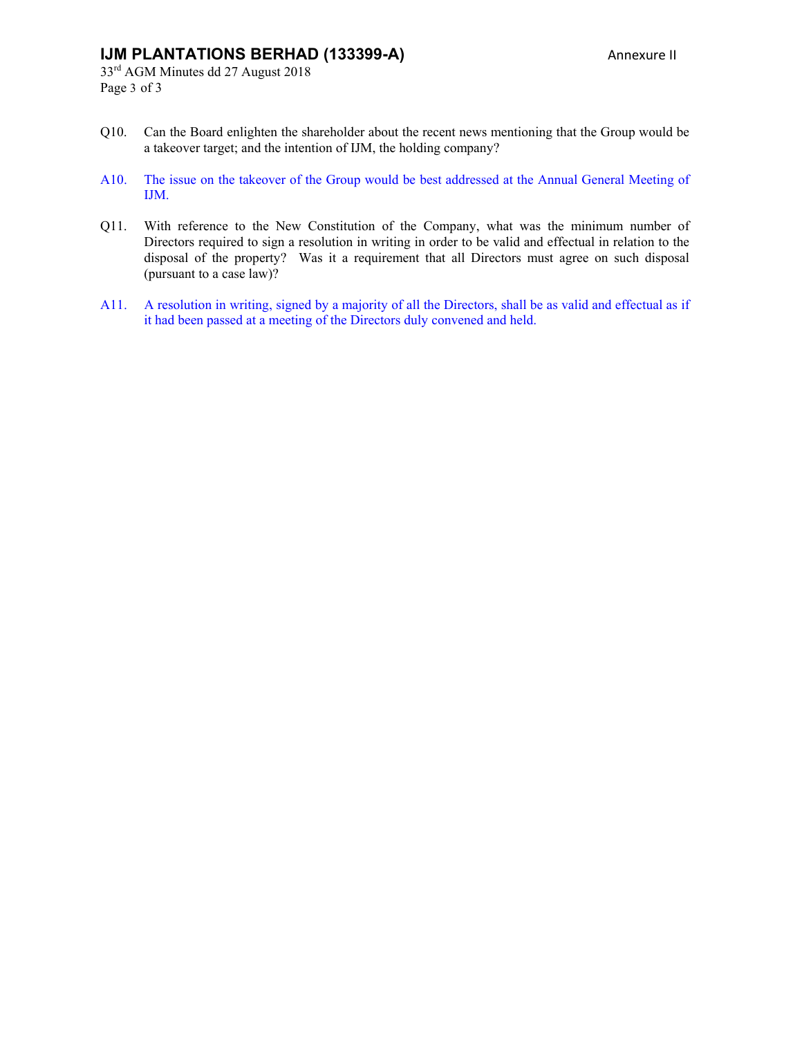Q10. Can the Board enlighten the shareholder about the recent news mentioning that the Group would be a takeover target; and the intention of IJM, the holding company?

A10. The issue on the takeover of the Group would be best addressed at the Annual General Meeting of IJM.

Q11. With reference to the New Constitution of the Company, what was the minimum number of Directors required to sign a resolution in writing in order to be valid and effectual in relation to the disposal of the property? Was it a requirement that all Directors must agree on such disposal (pursuant to a case law)?

A11. A resolution in writing, signed by a majority of all the Directors, shall be as valid and effectual as if it had been passed at a meeting of the Directors duly convened and held.